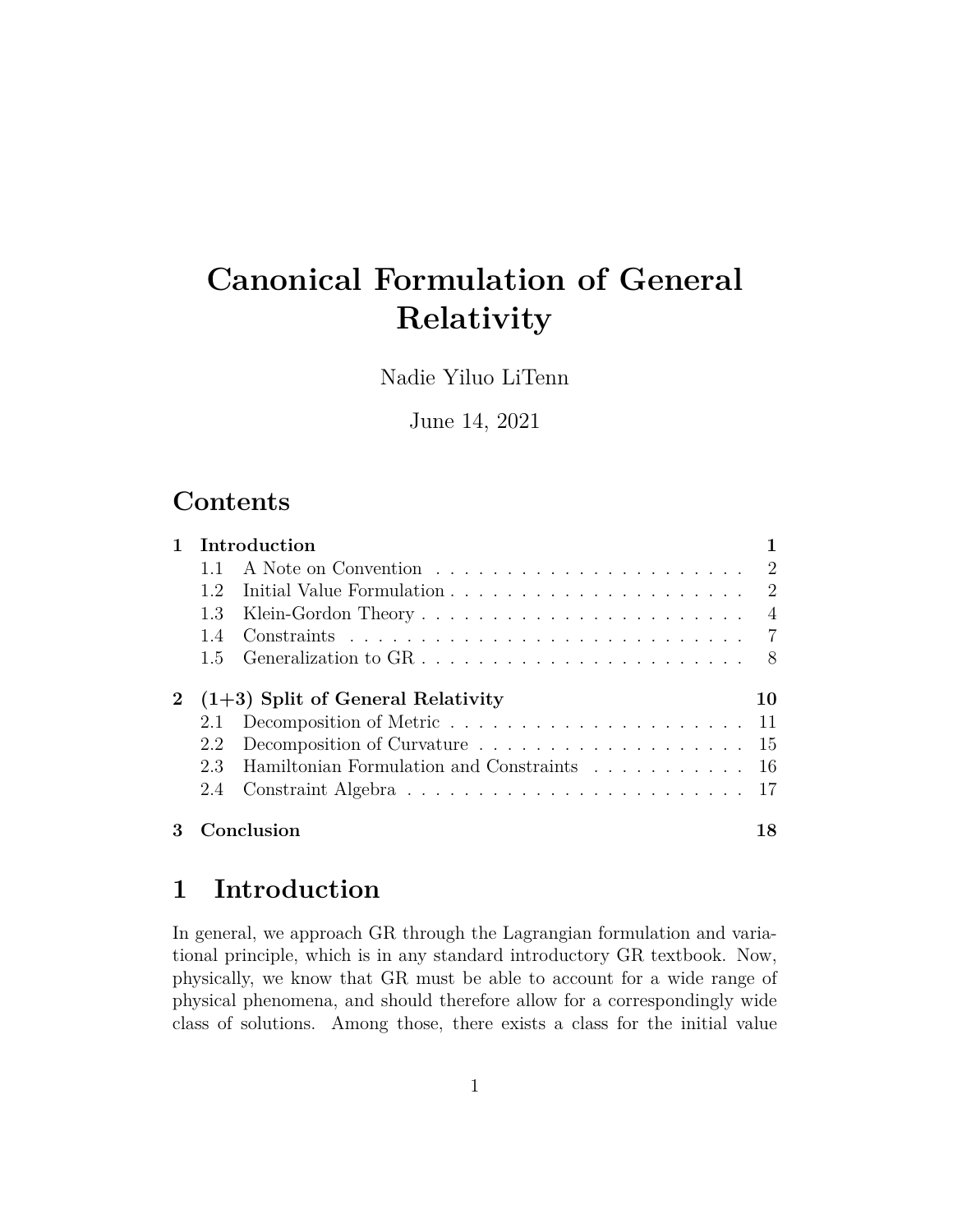# Canonical Formulation of General Relativity

Nadie Yiluo LiTenn

June 14, 2021

## Contents

**1 Introduction** — 1
- 1.1 A Note on Convention — 2
- 1.2 Initial Value Formulation — 2
- 1.3 Klein-Gordon Theory — 4
- 1.4 Constraints — 7
- 1.5 Generalization to GR — 8

**2 (1+3) Split of General Relativity** — 10
- 2.1 Decomposition of Metric — 11
- 2.2 Decomposition of Curvature — 15
- 2.3 Hamiltonian Formulation and Constraints — 16
- 2.4 Constraint Algebra — 17

**3 Conclusion** — 18

## 1 Introduction

In general, we approach GR through the Lagrangian formulation and variational principle, which is in any standard introductory GR textbook. Now, physically, we know that GR must be able to account for a wide range of physical phenomena, and should therefore allow for a correspondingly wide class of solutions. Among those, there exists a class for the initial value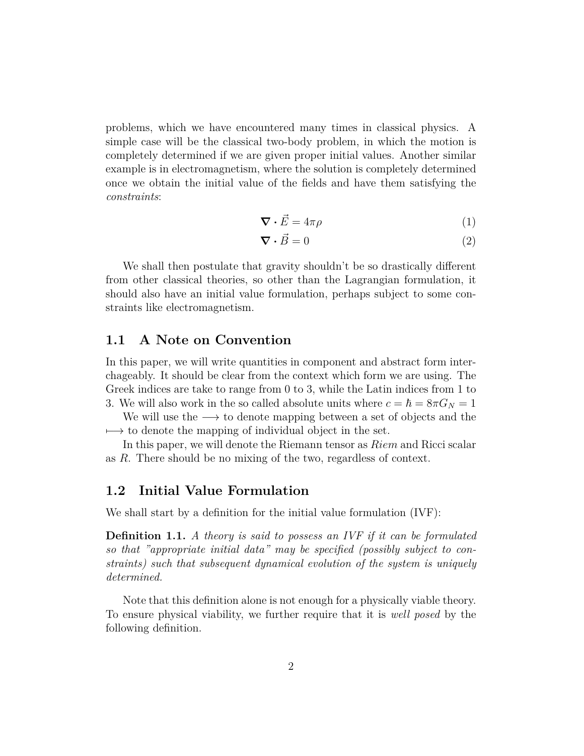problems, which we have encountered many times in classical physics. A simple case will be the classical two-body problem, in which the motion is completely determined if we are given proper initial values. Another similar example is in electromagnetism, where the solution is completely determined once we obtain the initial value of the fields and have them satisfying the *constraints*:

$$\nabla \cdot \vec{E} = 4\pi\rho \tag{1}$$

$$\nabla \cdot \vec{B} = 0 \tag{2}$$

We shall then postulate that gravity shouldn't be so drastically different from other classical theories, so other than the Lagrangian formulation, it should also have an initial value formulation, perhaps subject to some constraints like electromagnetism.

## 1.1 A Note on Convention

In this paper, we will write quantities in component and abstract form interchageably. It should be clear from the context which form we are using. The Greek indices are take to range from 0 to 3, while the Latin indices from 1 to 3. We will also work in the so called absolute units where $c = \hbar = 8\pi G_N = 1$

We will use the $\longrightarrow$ to denote mapping between a set of objects and the $\longmapsto$ to denote the mapping of individual object in the set.

In this paper, we will denote the Riemann tensor as *Riem* and Ricci scalar as $R$. There should be no mixing of the two, regardless of context.

## 1.2 Initial Value Formulation

We shall start by a definition for the initial value formulation (IVF):

**Definition 1.1.** *A theory is said to possess an IVF if it can be formulated so that "appropriate initial data" may be specified (possibly subject to constraints) such that subsequent dynamical evolution of the system is uniquely determined.*

Note that this definition alone is not enough for a physically viable theory. To ensure physical viability, we further require that it is *well posed* by the following definition.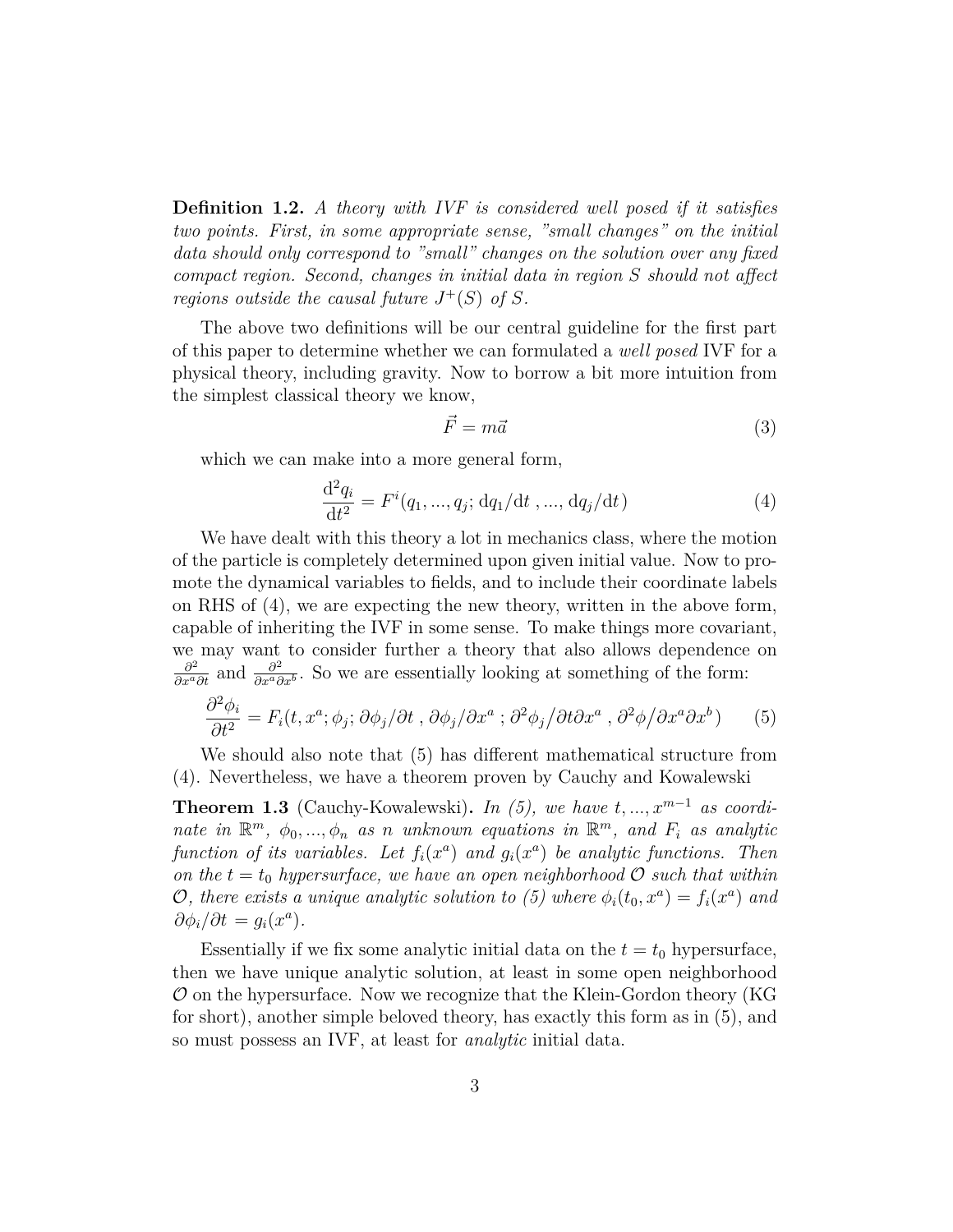**Definition 1.2.** *A theory with IVF is considered well posed if it satisfies two points. First, in some appropriate sense, "small changes" on the initial data should only correspond to "small" changes on the solution over any fixed compact region. Second, changes in initial data in region $S$ should not affect regions outside the causal future $J^+(S)$ of $S$.*

The above two definitions will be our central guideline for the first part of this paper to determine whether we can formulated a *well posed* IVF for a physical theory, including gravity. Now to borrow a bit more intuition from the simplest classical theory we know,

$$\vec{F} = m\vec{a} \tag{3}$$

which we can make into a more general form,

$$\frac{\mathrm{d}^2 q_i}{\mathrm{d}t^2} = F^i(q_1, ..., q_j; \mathrm{d}q_1/\mathrm{d}t \,, ..., \mathrm{d}q_j/\mathrm{d}t) \tag{4}$$

We have dealt with this theory a lot in mechanics class, where the motion of the particle is completely determined upon given initial value. Now to promote the dynamical variables to fields, and to include their coordinate labels on RHS of (4), we are expecting the new theory, written in the above form, capable of inheriting the IVF in some sense. To make things more covariant, we may want to consider further a theory that also allows dependence on $\frac{\partial^2}{\partial x^a \partial t}$ and $\frac{\partial^2}{\partial x^a \partial x^b}$. So we are essentially looking at something of the form:

$$\frac{\partial^2 \phi_i}{\partial t^2} = F_i(t, x^a; \phi_j; \partial\phi_j/\partial t \,, \partial\phi_j/\partial x^a \,; \partial^2\phi_j/\partial t \partial x^a \,, \partial^2\phi/\partial x^a \partial x^b) \tag{5}$$

We should also note that (5) has different mathematical structure from (4). Nevertheless, we have a theorem proven by Cauchy and Kowalewski

**Theorem 1.3** (Cauchy-Kowalewski)**.** *In (5), we have $t, ..., x^{m-1}$ as coordinate in $\mathbb{R}^m$, $\phi_0, ..., \phi_n$ as $n$ unknown equations in $\mathbb{R}^m$, and $F_i$ as analytic function of its variables. Let $f_i(x^a)$ and $g_i(x^a)$ be analytic functions. Then on the $t = t_0$ hypersurface, we have an open neighborhood $\mathcal{O}$ such that within $\mathcal{O}$, there exists a unique analytic solution to (5) where $\phi_i(t_0, x^a) = f_i(x^a)$ and $\partial\phi_i/\partial t = g_i(x^a)$.*

Essentially if we fix some analytic initial data on the $t = t_0$ hypersurface, then we have unique analytic solution, at least in some open neighborhood $\mathcal{O}$ on the hypersurface. Now we recognize that the Klein-Gordon theory (KG for short), another simple beloved theory, has exactly this form as in (5), and so must possess an IVF, at least for *analytic* initial data.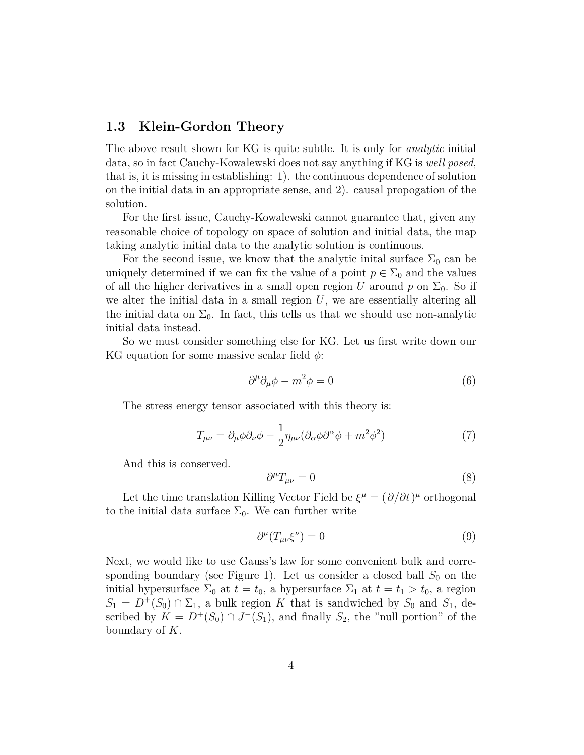### 1.3 Klein-Gordon Theory

The above result shown for KG is quite subtle. It is only for *analytic* initial data, so in fact Cauchy-Kowalewski does not say anything if KG is *well posed*, that is, it is missing in establishing: 1). the continuous dependence of solution on the initial data in an appropriate sense, and 2). causal propogation of the solution.

For the first issue, Cauchy-Kowalewski cannot guarantee that, given any reasonable choice of topology on space of solution and initial data, the map taking analytic initial data to the analytic solution is continuous.

For the second issue, we know that the analytic inital surface $\Sigma_0$ can be uniquely determined if we can fix the value of a point $p \in \Sigma_0$ and the values of all the higher derivatives in a small open region $U$ around $p$ on $\Sigma_0$. So if we alter the initial data in a small region $U$, we are essentially altering all the initial data on $\Sigma_0$. In fact, this tells us that we should use non-analytic initial data instead.

So we must consider something else for KG. Let us first write down our KG equation for some massive scalar field $\phi$:

$$\partial^\mu \partial_\mu \phi - m^2 \phi = 0 \tag{6}$$

The stress energy tensor associated with this theory is:

$$T_{\mu\nu} = \partial_\mu \phi \partial_\nu \phi - \frac{1}{2}\eta_{\mu\nu}(\partial_\alpha \phi \partial^\alpha \phi + m^2 \phi^2) \tag{7}$$

And this is conserved.

$$\partial^\mu T_{\mu\nu} = 0 \tag{8}$$

Let the time translation Killing Vector Field be $\xi^\mu = (\partial/\partial t)^\mu$ orthogonal to the initial data surface $\Sigma_0$. We can further write

$$\partial^\mu (T_{\mu\nu} \xi^\nu) = 0 \tag{9}$$

Next, we would like to use Gauss's law for some convenient bulk and corresponding boundary (see Figure 1). Let us consider a closed ball $S_0$ on the initial hypersurface $\Sigma_0$ at $t = t_0$, a hypersurface $\Sigma_1$ at $t = t_1 > t_0$, a region $S_1 = D^+(S_0) \cap \Sigma_1$, a bulk region $K$ that is sandwiched by $S_0$ and $S_1$, described by $K = D^+(S_0) \cap J^-(S_1)$, and finally $S_2$, the "null portion" of the boundary of $K$.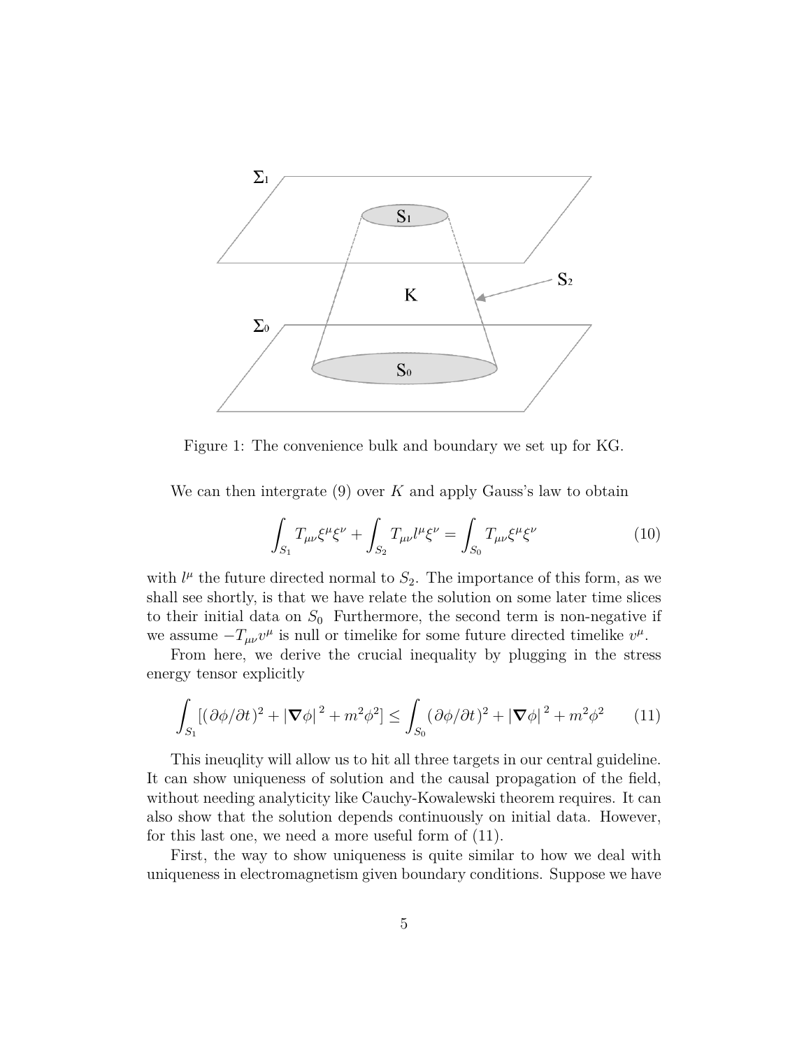Figure 1: The convenience bulk and boundary we set up for KG.

We can then intergrate (9) over $K$ and apply Gauss's law to obtain

$$\int_{S_1} T_{\mu\nu}\xi^\mu\xi^\nu + \int_{S_2} T_{\mu\nu}l^\mu\xi^\nu = \int_{S_0} T_{\mu\nu}\xi^\mu\xi^\nu \tag{10}$$

with $l^\mu$ the future directed normal to $S_2$. The importance of this form, as we shall see shortly, is that we have relate the solution on some later time slices to their initial data on $S_0$ Furthermore, the second term is non-negative if we assume $-T_{\mu\nu}v^\mu$ is null or timelike for some future directed timelike $v^\mu$.

From here, we derive the crucial inequality by plugging in the stress energy tensor explicitly

$$\int_{S_1}[(\partial\phi/\partial t)^2 + |\nabla\phi|^2 + m^2\phi^2] \leq \int_{S_0}(\partial\phi/\partial t)^2 + |\nabla\phi|^2 + m^2\phi^2 \tag{11}$$

This ineuqlity will allow us to hit all three targets in our central guideline. It can show uniqueness of solution and the causal propagation of the field, without needing analyticity like Cauchy-Kowalewski theorem requires. It can also show that the solution depends continuously on initial data. However, for this last one, we need a more useful form of (11).

First, the way to show uniqueness is quite similar to how we deal with uniqueness in electromagnetism given boundary conditions. Suppose we have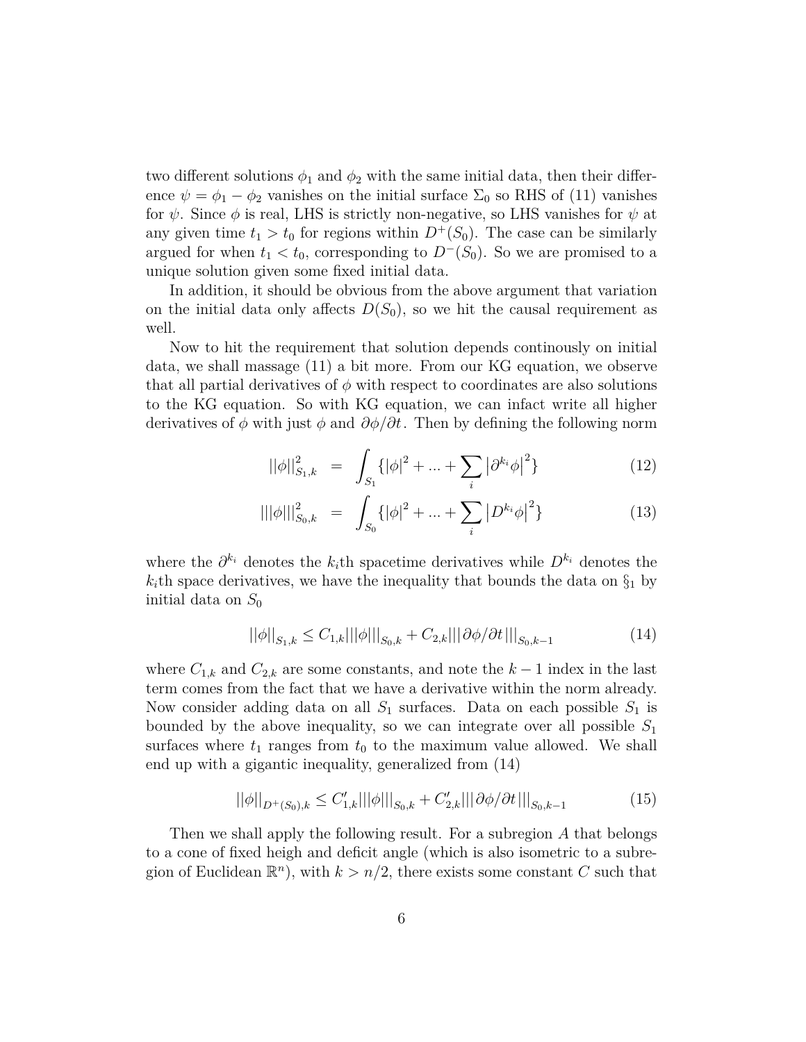two different solutions $\phi_1$ and $\phi_2$ with the same initial data, then their difference $\psi = \phi_1 - \phi_2$ vanishes on the initial surface $\Sigma_0$ so RHS of (11) vanishes for $\psi$. Since $\phi$ is real, LHS is strictly non-negative, so LHS vanishes for $\psi$ at any given time $t_1 > t_0$ for regions within $D^+(S_0)$. The case can be similarly argued for when $t_1 < t_0$, corresponding to $D^-(S_0)$. So we are promised to a unique solution given some fixed initial data.

In addition, it should be obvious from the above argument that variation on the initial data only affects $D(S_0)$, so we hit the causal requirement as well.

Now to hit the requirement that solution depends continously on initial data, we shall massage (11) a bit more. From our KG equation, we observe that all partial derivatives of $\phi$ with respect to coordinates are also solutions to the KG equation. So with KG equation, we can infact write all higher derivatives of $\phi$ with just $\phi$ and $\partial\phi/\partial t$. Then by defining the following norm

$$||\phi||^2_{S_1,k} = \int_{S_1} \{|\phi|^2 + ... + \sum_i \left|\partial^{k_i}\phi\right|^2\} \tag{12}$$

$$|||\phi|||^2_{S_0,k} = \int_{S_0} \{|\phi|^2 + ... + \sum_i \left|D^{k_i}\phi\right|^2\} \tag{13}$$

where the $\partial^{k_i}$ denotes the $k_i$th spacetime derivatives while $D^{k_i}$ denotes the $k_i$th space derivatives, we have the inequality that bounds the data on $\S_1$ by initial data on $S_0$

$$||\phi||_{S_1,k} \leq C_{1,k}|||\phi|||_{S_0,k} + C_{2,k}|||\partial\phi/\partial t|||_{S_0,k-1} \tag{14}$$

where $C_{1,k}$ and $C_{2,k}$ are some constants, and note the $k-1$ index in the last term comes from the fact that we have a derivative within the norm already. Now consider adding data on all $S_1$ surfaces. Data on each possible $S_1$ is bounded by the above inequality, so we can integrate over all possible $S_1$ surfaces where $t_1$ ranges from $t_0$ to the maximum value allowed. We shall end up with a gigantic inequality, generalized from (14)

$$||\phi||_{D^+(S_0),k} \leq C'_{1,k}|||\phi|||_{S_0,k} + C'_{2,k}|||\partial\phi/\partial t|||_{S_0,k-1} \tag{15}$$

Then we shall apply the following result. For a subregion $A$ that belongs to a cone of fixed heigh and deficit angle (which is also isometric to a subregion of Euclidean $\mathbb{R}^n$), with $k > n/2$, there exists some constant $C$ such that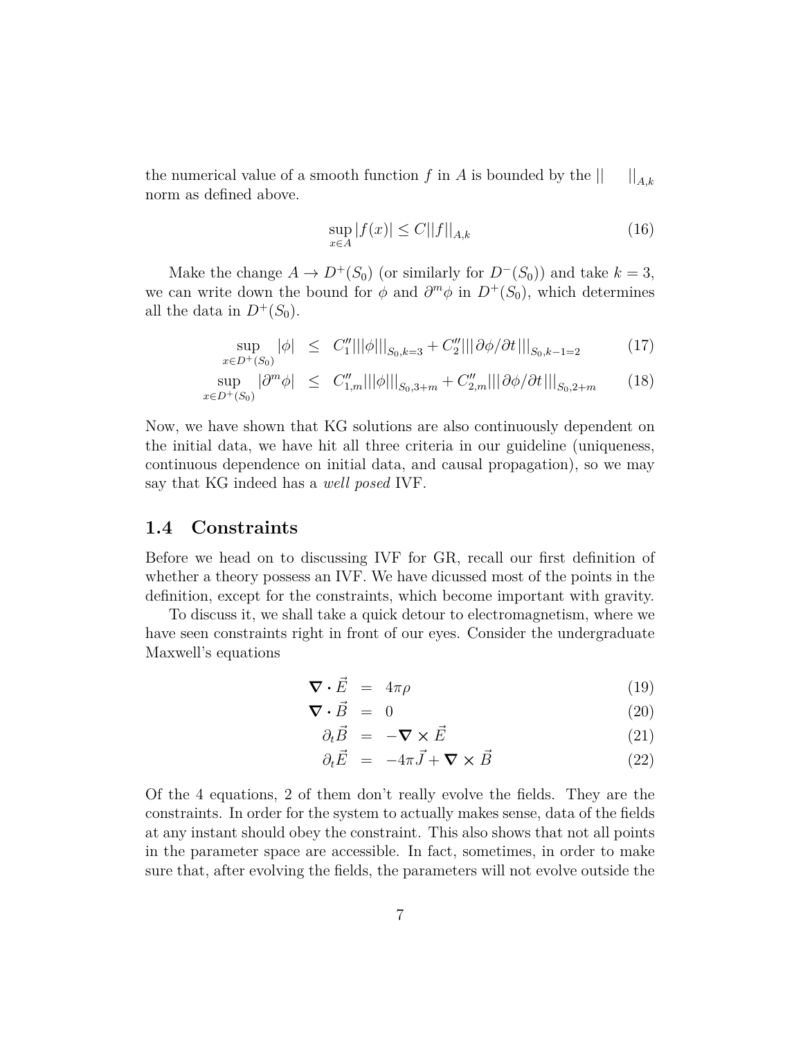the numerical value of a smooth function $f$ in $A$ is bounded by the $|| \quad ||_{A,k}$ norm as defined above.

$$\sup_{x \in A} |f(x)| \leq C ||f||_{A,k} \tag{16}$$

Make the change $A \rightarrow D^{+}(S_0)$ (or similarly for $D^{-}(S_0)$) and take $k = 3$, we can write down the bound for $\phi$ and $\partial^m \phi$ in $D^{+}(S_0)$, which determines all the data in $D^{+}(S_0)$.

$$\sup_{x \in D^{+}(S_0)} |\phi| \leq C_1'' |||\phi|||_{S_0, k=3} + C_2'' |||\partial\phi/\partial t|||_{S_0, k-1=2} \tag{17}$$

$$\sup_{x \in D^{+}(S_0)} |\partial^m \phi| \leq C_{1,m}'' |||\phi|||_{S_0, 3+m} + C_{2,m}'' |||\partial\phi/\partial t|||_{S_0, 2+m} \tag{18}$$

Now, we have shown that KG solutions are also continuously dependent on the initial data, we have hit all three criteria in our guideline (uniqueness, continuous dependence on initial data, and causal propagation), so we may say that KG indeed has a *well posed* IVF.

## 1.4 Constraints

Before we head on to discussing IVF for GR, recall our first definition of whether a theory possess an IVF. We have dicussed most of the points in the definition, except for the constraints, which become important with gravity.

To discuss it, we shall take a quick detour to electromagnetism, where we have seen constraints right in front of our eyes. Consider the undergraduate Maxwell's equations

$$\boldsymbol{\nabla} \cdot \vec{E} = 4\pi\rho \tag{19}$$

$$\boldsymbol{\nabla} \cdot \vec{B} = 0 \tag{20}$$

$$\partial_t \vec{B} = -\boldsymbol{\nabla} \times \vec{E} \tag{21}$$

$$\partial_t \vec{E} = -4\pi \vec{J} + \boldsymbol{\nabla} \times \vec{B} \tag{22}$$

Of the 4 equations, 2 of them don't really evolve the fields. They are the constraints. In order for the system to actually makes sense, data of the fields at any instant should obey the constraint. This also shows that not all points in the parameter space are accessible. In fact, sometimes, in order to make sure that, after evolving the fields, the parameters will not evolve outside the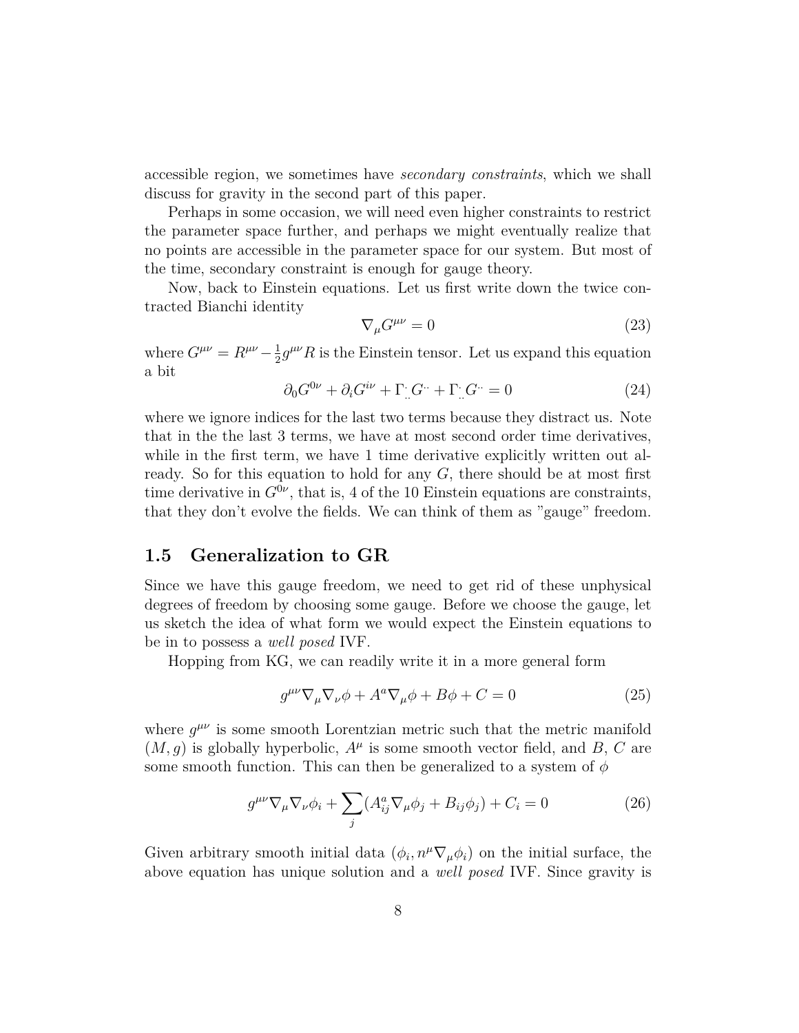accessible region, we sometimes have *secondary constraints*, which we shall discuss for gravity in the second part of this paper.

Perhaps in some occasion, we will need even higher constraints to restrict the parameter space further, and perhaps we might eventually realize that no points are accessible in the parameter space for our system. But most of the time, secondary constraint is enough for gauge theory.

Now, back to Einstein equations. Let us first write down the twice contracted Bianchi identity

$$\nabla_\mu G^{\mu\nu} = 0 \tag{23}$$

where $G^{\mu\nu} = R^{\mu\nu} - \frac{1}{2} g^{\mu\nu} R$ is the Einstein tensor. Let us expand this equation a bit

$$\partial_0 G^{0\nu} + \partial_i G^{i\nu} + \Gamma^{\cdot}_{\cdot\cdot} G^{\cdot\cdot} + \Gamma^{\cdot}_{\cdot\cdot} G^{\cdot\cdot} = 0 \tag{24}$$

where we ignore indices for the last two terms because they distract us. Note that in the the last 3 terms, we have at most second order time derivatives, while in the first term, we have 1 time derivative explicitly written out already. So for this equation to hold for any $G$, there should be at most first time derivative in $G^{0\nu}$, that is, 4 of the 10 Einstein equations are constraints, that they don't evolve the fields. We can think of them as "gauge" freedom.

## 1.5 Generalization to GR

Since we have this gauge freedom, we need to get rid of these unphysical degrees of freedom by choosing some gauge. Before we choose the gauge, let us sketch the idea of what form we would expect the Einstein equations to be in to possess a *well posed* IVF.

Hopping from KG, we can readily write it in a more general form

$$g^{\mu\nu} \nabla_\mu \nabla_\nu \phi + A^a \nabla_\mu \phi + B\phi + C = 0 \tag{25}$$

where $g^{\mu\nu}$ is some smooth Lorentzian metric such that the metric manifold $(M, g)$ is globally hyperbolic, $A^\mu$ is some smooth vector field, and $B$, $C$ are some smooth function. This can then be generalized to a system of $\phi$

$$g^{\mu\nu} \nabla_\mu \nabla_\nu \phi_i + \sum_j (A^a_{ij} \nabla_\mu \phi_j + B_{ij} \phi_j) + C_i = 0 \tag{26}$$

Given arbitrary smooth initial data $(\phi_i, n^\mu \nabla_\mu \phi_i)$ on the initial surface, the above equation has unique solution and a *well posed* IVF. Since gravity is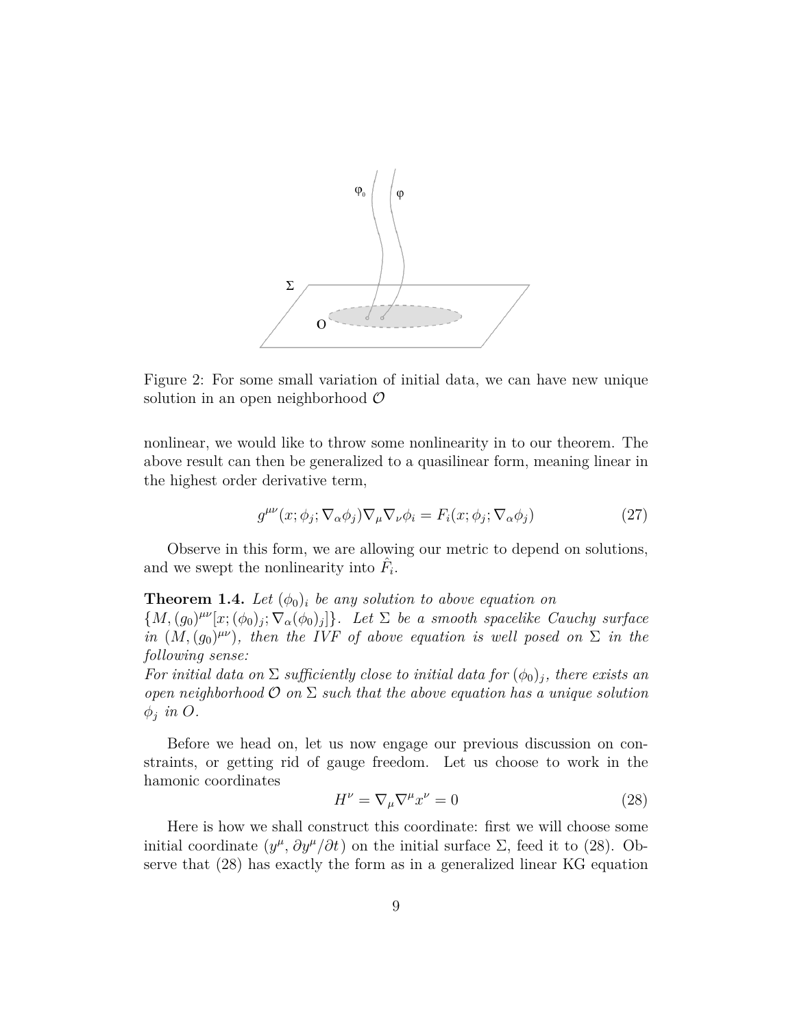Figure 2: For some small variation of initial data, we can have new unique solution in an open neighborhood $\mathcal{O}$

nonlinear, we would like to throw some nonlinearity in to our theorem. The above result can then be generalized to a quasilinear form, meaning linear in the highest order derivative term,

$$g^{\mu\nu}(x;\phi_j;\nabla_\alpha\phi_j)\nabla_\mu\nabla_\nu\phi_i = F_i(x;\phi_j;\nabla_\alpha\phi_j) \tag{27}$$

Observe in this form, we are allowing our metric to depend on solutions, and we swept the nonlinearity into $\hat{F}_i$.

**Theorem 1.4.** *Let $(\phi_0)_i$ be any solution to above equation on $\{M,(g_0)^{\mu\nu}[x;(\phi_0)_j;\nabla_\alpha(\phi_0)_j]\}$. Let $\Sigma$ be a smooth spacelike Cauchy surface in $(M,(g_0)^{\mu\nu})$, then the IVF of above equation is well posed on $\Sigma$ in the following sense:*
*For initial data on $\Sigma$ sufficiently close to initial data for $(\phi_0)_j$, there exists an open neighborhood $\mathcal{O}$ on $\Sigma$ such that the above equation has a unique solution $\phi_j$ in $O$.*

Before we head on, let us now engage our previous discussion on constraints, or getting rid of gauge freedom. Let us choose to work in the hamonic coordinates

$$H^\nu = \nabla_\mu\nabla^\mu x^\nu = 0 \tag{28}$$

Here is how we shall construct this coordinate: first we will choose some initial coordinate $(y^\mu, \partial y^\mu/\partial t)$ on the initial surface $\Sigma$, feed it to (28). Observe that (28) has exactly the form as in a generalized linear KG equation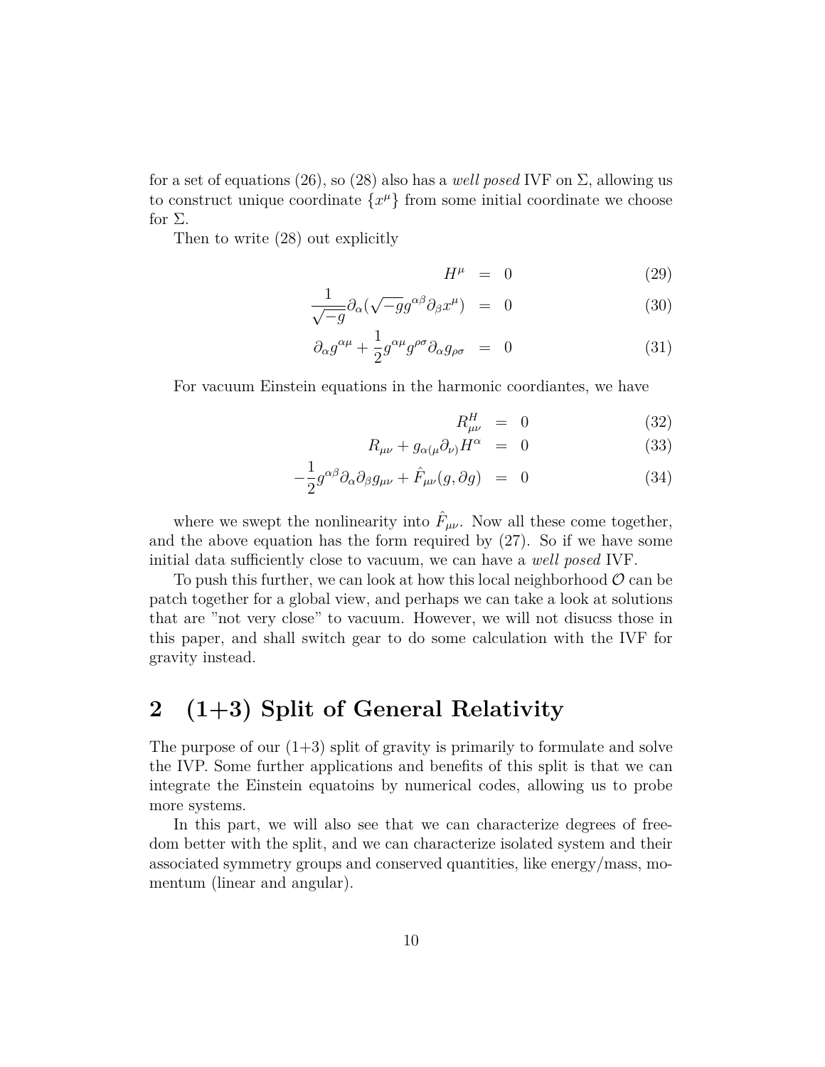for a set of equations (26), so (28) also has a *well posed* IVF on $\Sigma$, allowing us to construct unique coordinate $\{x^\mu\}$ from some initial coordinate we choose for $\Sigma$.

Then to write (28) out explicitly

$$H^\mu = 0 \tag{29}$$

$$\frac{1}{\sqrt{-g}}\partial_\alpha(\sqrt{-g}g^{\alpha\beta}\partial_\beta x^\mu) = 0 \tag{30}$$

$$\partial_\alpha g^{\alpha\mu} + \frac{1}{2}g^{\alpha\mu}g^{\rho\sigma}\partial_\alpha g_{\rho\sigma} = 0 \tag{31}$$

For vacuum Einstein equations in the harmonic coordiantes, we have

$$R^H_{\mu\nu} = 0 \tag{32}$$

$$R_{\mu\nu} + g_{\alpha(\mu}\partial_{\nu)}H^\alpha = 0 \tag{33}$$

$$-\frac{1}{2}g^{\alpha\beta}\partial_\alpha\partial_\beta g_{\mu\nu} + \hat{F}_{\mu\nu}(g, \partial g) = 0 \tag{34}$$

where we swept the nonlinearity into $\hat{F}_{\mu\nu}$. Now all these come together, and the above equation has the form required by (27). So if we have some initial data sufficiently close to vacuum, we can have a *well posed* IVF.

To push this further, we can look at how this local neighborhood $\mathcal{O}$ can be patch together for a global view, and perhaps we can take a look at solutions that are "not very close" to vacuum. However, we will not disucss those in this paper, and shall switch gear to do some calculation with the IVF for gravity instead.

## 2 (1+3) Split of General Relativity

The purpose of our (1+3) split of gravity is primarily to formulate and solve the IVP. Some further applications and benefits of this split is that we can integrate the Einstein equatoins by numerical codes, allowing us to probe more systems.

In this part, we will also see that we can characterize degrees of freedom better with the split, and we can characterize isolated system and their associated symmetry groups and conserved quantities, like energy/mass, momentum (linear and angular).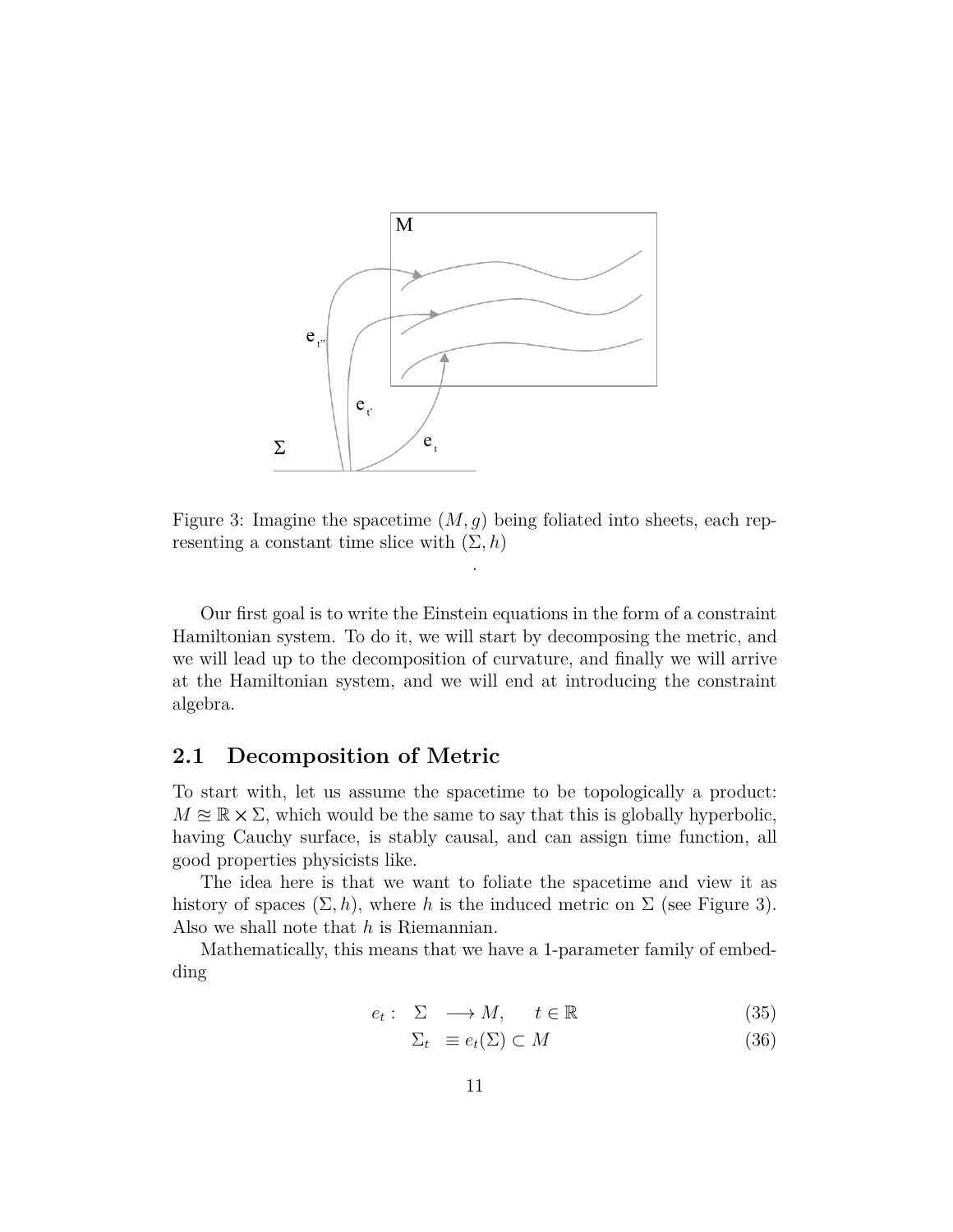Figure 3: Imagine the spacetime $(M, g)$ being foliated into sheets, each representing a constant time slice with $(\Sigma, h)$

.

Our first goal is to write the Einstein equations in the form of a constraint Hamiltonian system. To do it, we will start by decomposing the metric, and we will lead up to the decomposition of curvature, and finally we will arrive at the Hamiltonian system, and we will end at introducing the constraint algebra.

## 2.1 Decomposition of Metric

To start with, let us assume the spacetime to be topologically a product: $M \approxeq \mathbb{R} \times \Sigma$, which would be the same to say that this is globally hyperbolic, having Cauchy surface, is stably causal, and can assign time function, all good properties physicists like.

The idea here is that we want to foliate the spacetime and view it as history of spaces $(\Sigma, h)$, where $h$ is the induced metric on $\Sigma$ (see Figure 3). Also we shall note that $h$ is Riemannian.

Mathematically, this means that we have a 1-parameter family of embedding

$$
\begin{aligned}
e_t : \quad \Sigma \quad &\longrightarrow M, \qquad t \in \mathbb{R} &(35)\\
\Sigma_t \quad &\equiv e_t(\Sigma) \subset M &(36)
\end{aligned}
$$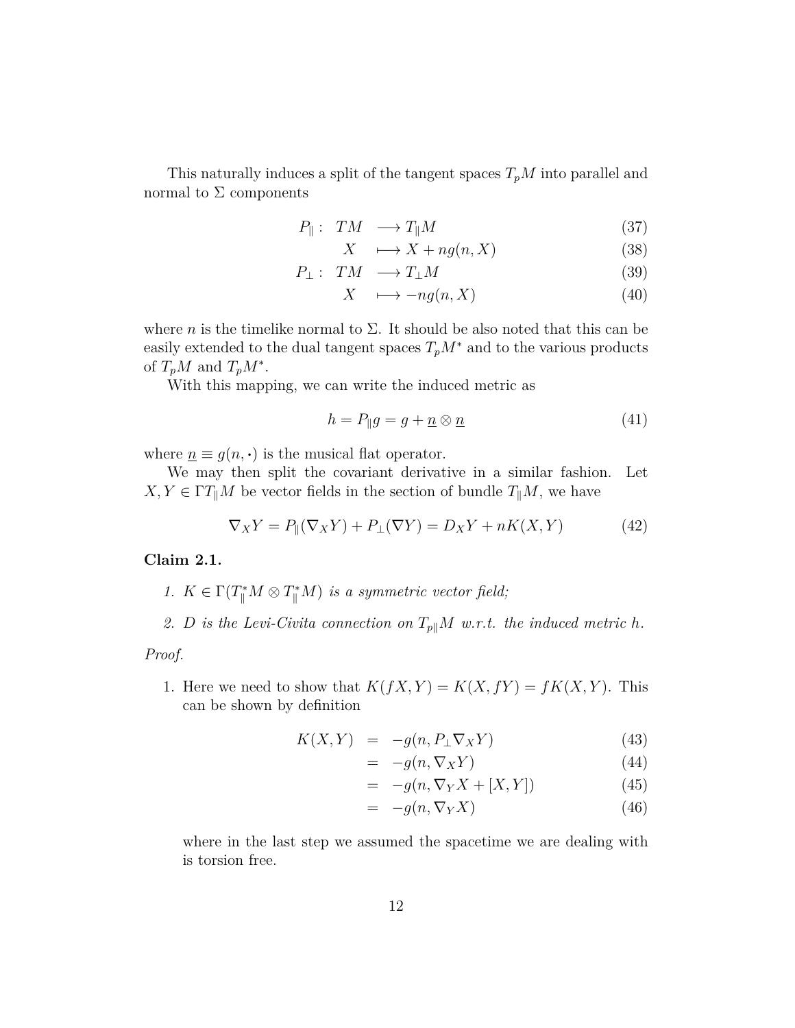This naturally induces a split of the tangent spaces $T_pM$ into parallel and normal to $\Sigma$ components

$$
\begin{aligned}
P_\parallel : \quad TM &\longrightarrow T_\parallel M && (37)\\
X &\longmapsto X + ng(n, X) && (38)\\
P_\perp : \quad TM &\longrightarrow T_\perp M && (39)\\
X &\longmapsto -ng(n, X) && (40)
\end{aligned}
$$

where $n$ is the timelike normal to $\Sigma$. It should be also noted that this can be easily extended to the dual tangent spaces $T_pM^*$ and to the various products of $T_pM$ and $T_pM^*$.

With this mapping, we can write the induced metric as

$$
h = P_\parallel g = g + \underline{n} \otimes \underline{n} \tag{41}
$$

where $\underline{n} \equiv g(n, \cdot)$ is the musical flat operator.

We may then split the covariant derivative in a similar fashion. Let $X, Y \in \Gamma T_\parallel M$ be vector fields in the section of bundle $T_\parallel M$, we have

$$
\nabla_X Y = P_\parallel(\nabla_X Y) + P_\perp(\nabla Y) = D_X Y + nK(X, Y) \tag{42}
$$

**Claim 2.1.**

1. *$K \in \Gamma(T^*_\parallel M \otimes T^*_\parallel M)$ is a symmetric vector field;*
2. *$D$ is the Levi-Civita connection on $T_{p\parallel}M$ w.r.t. the induced metric $h$.*

*Proof.*

1. Here we need to show that $K(fX, Y) = K(X, fY) = fK(X, Y)$. This can be shown by definition

$$
\begin{aligned}
K(X, Y) &= -g(n, P_\perp \nabla_X Y) && (43)\\
&= -g(n, \nabla_X Y) && (44)\\
&= -g(n, \nabla_Y X + [X, Y]) && (45)\\
&= -g(n, \nabla_Y X) && (46)
\end{aligned}
$$

where in the last step we assumed the spacetime we are dealing with is torsion free.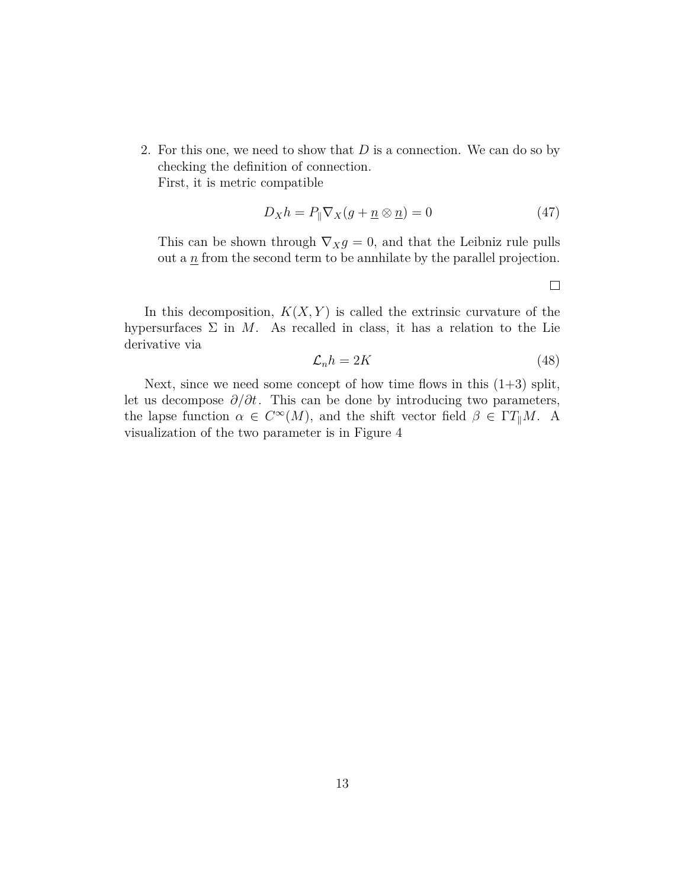2. For this one, we need to show that $D$ is a connection. We can do so by checking the definition of connection.
   First, it is metric compatible

$$D_X h = P_{\parallel} \nabla_X (g + \underline{n} \otimes \underline{n}) = 0 \tag{47}$$

   This can be shown through $\nabla_X g = 0$, and that the Leibniz rule pulls out a $\underline{n}$ from the second term to be annhilate by the parallel projection.

□

In this decomposition, $K(X, Y)$ is called the extrinsic curvature of the hypersurfaces $\Sigma$ in $M$. As recalled in class, it has a relation to the Lie derivative via

$$\mathcal{L}_n h = 2K \tag{48}$$

Next, since we need some concept of how time flows in this (1+3) split, let us decompose $\partial/\partial t$. This can be done by introducing two parameters, the lapse function $\alpha \in C^\infty(M)$, and the shift vector field $\beta \in \Gamma T_{\parallel} M$. A visualization of the two parameter is in Figure 4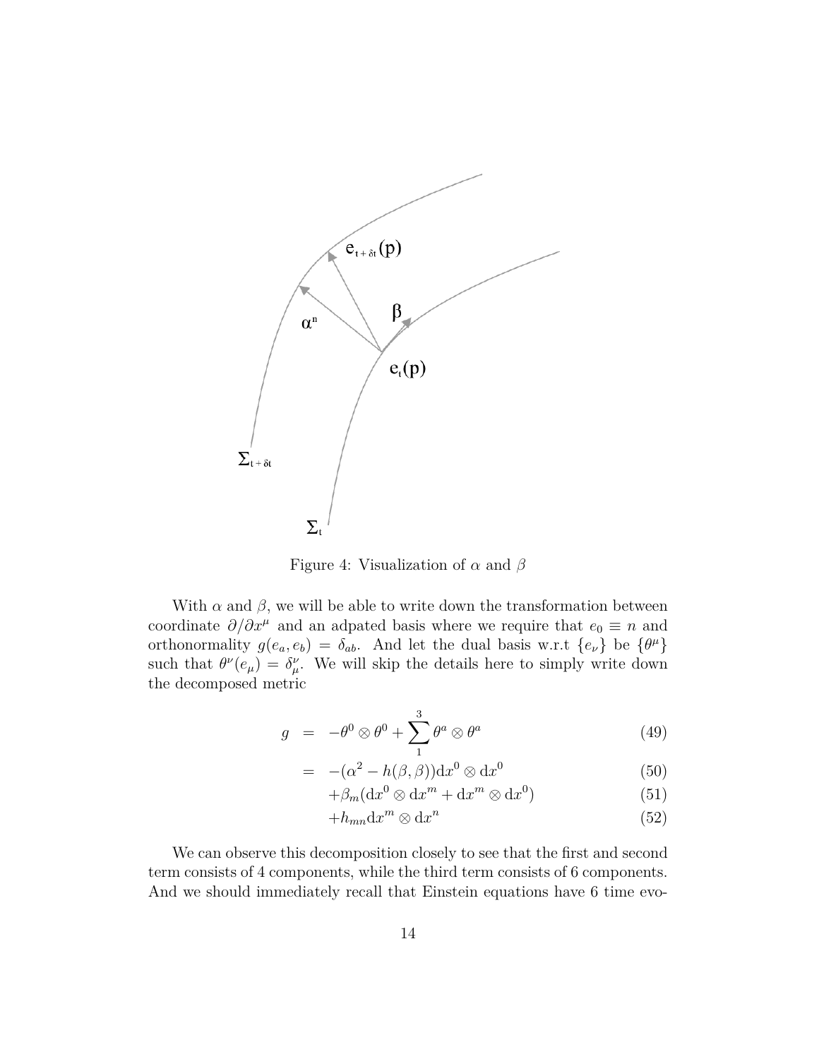Figure 4: Visualization of $\alpha$ and $\beta$

With $\alpha$ and $\beta$, we will be able to write down the transformation between coordinate $\partial/\partial x^\mu$ and an adpated basis where we require that $e_0 \equiv n$ and orthonormality $g(e_a, e_b) = \delta_{ab}$. And let the dual basis w.r.t $\{e_\nu\}$ be $\{\theta^\mu\}$ such that $\theta^\nu(e_\mu) = \delta^\nu_\mu$. We will skip the details here to simply write down the decomposed metric

$$
\begin{aligned}
g &= -\theta^0 \otimes \theta^0 + \sum_1^3 \theta^a \otimes \theta^a && (49)\\
&= -(\alpha^2 - h(\beta, \beta))\mathrm{d}x^0 \otimes \mathrm{d}x^0 && (50)\\
&\quad +\beta_m(\mathrm{d}x^0 \otimes \mathrm{d}x^m + \mathrm{d}x^m \otimes \mathrm{d}x^0) && (51)\\
&\quad +h_{mn}\mathrm{d}x^m \otimes \mathrm{d}x^n && (52)
\end{aligned}
$$

We can observe this decomposition closely to see that the first and second term consists of 4 components, while the third term consists of 6 components. And we should immediately recall that Einstein equations have 6 time evo-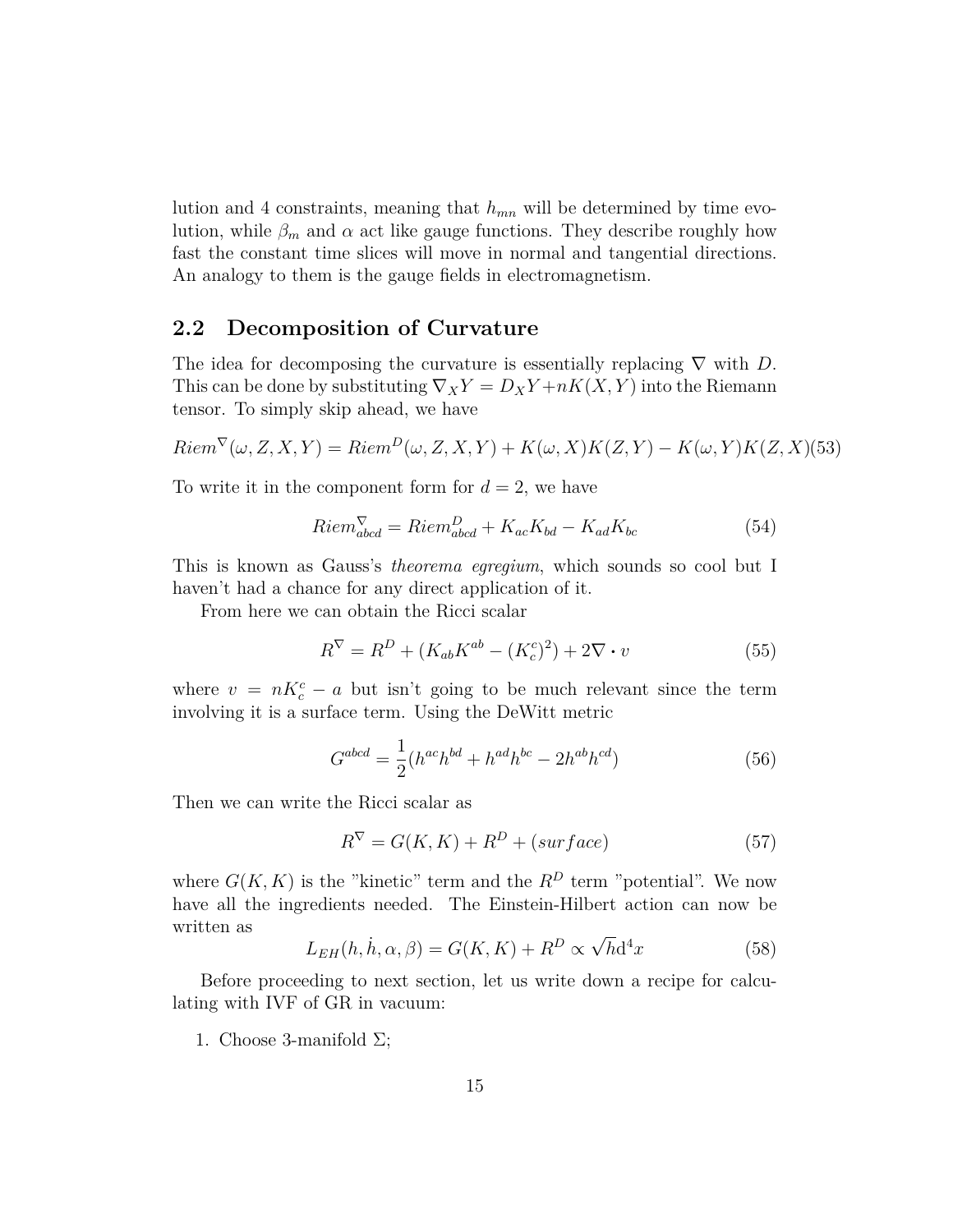lution and 4 constraints, meaning that $h_{mn}$ will be determined by time evolution, while $\beta_m$ and $\alpha$ act like gauge functions. They describe roughly how fast the constant time slices will move in normal and tangential directions. An analogy to them is the gauge fields in electromagnetism.

## 2.2 Decomposition of Curvature

The idea for decomposing the curvature is essentially replacing $\nabla$ with $D$. This can be done by substituting $\nabla_X Y = D_X Y + nK(X,Y)$ into the Riemann tensor. To simply skip ahead, we have

$$Riem^{\nabla}(\omega, Z, X, Y) = Riem^{D}(\omega, Z, X, Y) + K(\omega, X)K(Z, Y) - K(\omega, Y)K(Z, X) \tag{53}$$

To write it in the component form for $d = 2$, we have

$$Riem^{\nabla}_{abcd} = Riem^{D}_{abcd} + K_{ac}K_{bd} - K_{ad}K_{bc} \tag{54}$$

This is known as Gauss's *theorema egregium*, which sounds so cool but I haven't had a chance for any direct application of it.

From here we can obtain the Ricci scalar

$$R^{\nabla} = R^{D} + (K_{ab}K^{ab} - (K^{c}_{c})^2) + 2\nabla \cdot v \tag{55}$$

where $v = nK^{c}_{c} - a$ but isn't going to be much relevant since the term involving it is a surface term. Using the DeWitt metric

$$G^{abcd} = \frac{1}{2}(h^{ac}h^{bd} + h^{ad}h^{bc} - 2h^{ab}h^{cd}) \tag{56}$$

Then we can write the Ricci scalar as

$$R^{\nabla} = G(K, K) + R^{D} + (surface) \tag{57}$$

where $G(K, K)$ is the "kinetic" term and the $R^D$ term "potential". We now have all the ingredients needed. The Einstein-Hilbert action can now be written as

$$L_{EH}(h, \dot{h}, \alpha, \beta) = G(K, K) + R^{D} \propto \sqrt{h}\mathrm{d}^4x \tag{58}$$

Before proceeding to next section, let us write down a recipe for calculating with IVF of GR in vacuum:

1. Choose 3-manifold $\Sigma$;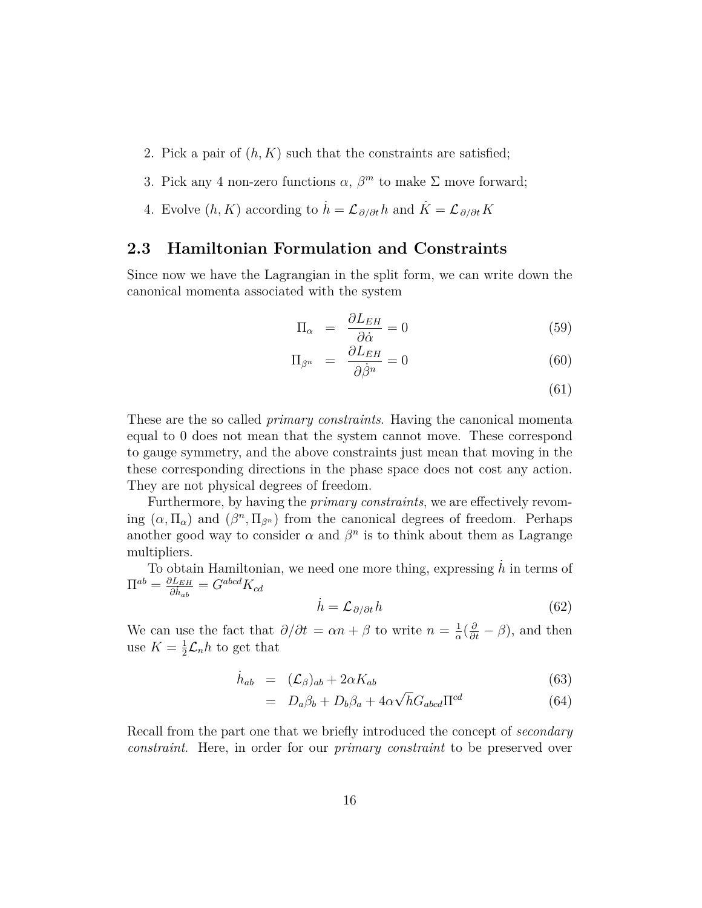2. Pick a pair of $(h, K)$ such that the constraints are satisfied;
3. Pick any 4 non-zero functions $\alpha$, $\beta^m$ to make $\Sigma$ move forward;
4. Evolve $(h, K)$ according to $\dot{h} = \mathcal{L}_{\partial/\partial t} h$ and $\dot{K} = \mathcal{L}_{\partial/\partial t} K$

## 2.3 Hamiltonian Formulation and Constraints

Since now we have the Lagrangian in the split form, we can write down the canonical momenta associated with the system

$$\Pi_\alpha = \frac{\partial L_{EH}}{\partial \dot{\alpha}} = 0 \tag{59}$$

$$\Pi_{\beta^n} = \frac{\partial L_{EH}}{\partial \dot{\beta}^n} = 0 \tag{60}$$

$$\tag{61}$$

These are the so called *primary constraints*. Having the canonical momenta equal to 0 does not mean that the system cannot move. These correspond to gauge symmetry, and the above constraints just mean that moving in the these corresponding directions in the phase space does not cost any action. They are not physical degrees of freedom.

Furthermore, by having the *primary constraints*, we are effectively revoming $(\alpha, \Pi_\alpha)$ and $(\beta^n, \Pi_{\beta^n})$ from the canonical degrees of freedom. Perhaps another good way to consider $\alpha$ and $\beta^n$ is to think about them as Lagrange multipliers.

To obtain Hamiltonian, we need one more thing, expressing $\dot{h}$ in terms of $\Pi^{ab} = \frac{\partial L_{EH}}{\partial \dot{h}_{ab}} = G^{abcd} K_{cd}$

$$\dot{h} = \mathcal{L}_{\partial/\partial t} h \tag{62}$$

We can use the fact that $\partial/\partial t = \alpha n + \beta$ to write $n = \frac{1}{\alpha}(\frac{\partial}{\partial t} - \beta)$, and then use $K = \frac{1}{2}\mathcal{L}_n h$ to get that

$$\dot{h}_{ab} = (\mathcal{L}_\beta)_{ab} + 2\alpha K_{ab} \tag{63}$$

$$= D_a \beta_b + D_b \beta_a + 4\alpha\sqrt{h} G_{abcd} \Pi^{cd} \tag{64}$$

Recall from the part one that we briefly introduced the concept of *secondary constraint*. Here, in order for our *primary constraint* to be preserved over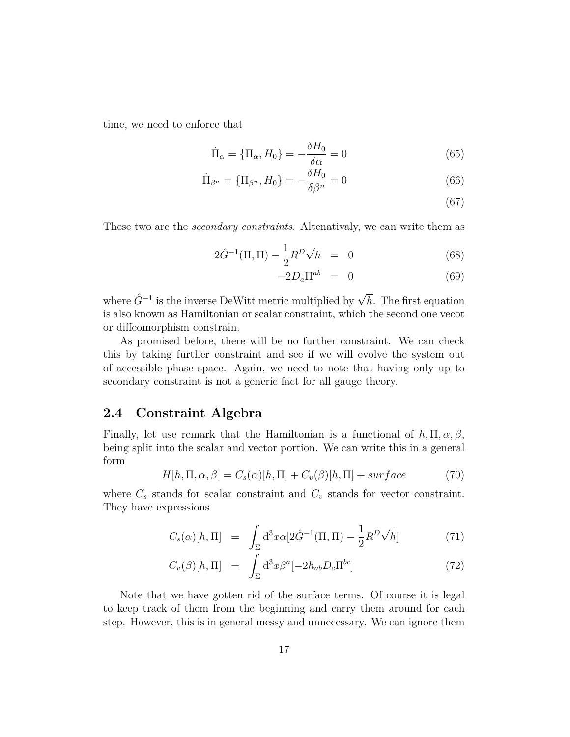time, we need to enforce that

$$\dot{\Pi}_\alpha = \{\Pi_\alpha, H_0\} = -\frac{\delta H_0}{\delta \alpha} = 0 \tag{65}$$

$$\dot{\Pi}_{\beta^n} = \{\Pi_{\beta^n}, H_0\} = -\frac{\delta H_0}{\delta \beta^n} = 0 \tag{66}$$

$$\tag{67}$$

These two are the *secondary constraints*. Altenativaly, we can write them as

$$2\hat{G}^{-1}(\Pi, \Pi) - \frac{1}{2}R^D\sqrt{h} = 0 \tag{68}$$

$$-2D_a\Pi^{ab} = 0 \tag{69}$$

where $\hat{G}^{-1}$ is the inverse DeWitt metric multiplied by $\sqrt{h}$. The first equation is also known as Hamiltonian or scalar constraint, which the second one vecot or diffeomorphism constrain.

As promised before, there will be no further constraint. We can check this by taking further constraint and see if we will evolve the system out of accessible phase space. Again, we need to note that having only up to secondary constraint is not a generic fact for all gauge theory.

## 2.4 Constraint Algebra

Finally, let use remark that the Hamiltonian is a functional of $h, \Pi, \alpha, \beta$, being split into the scalar and vector portion. We can write this in a general form

$$H[h, \Pi, \alpha, \beta] = C_s(\alpha)[h, \Pi] + C_v(\beta)[h, \Pi] + surface \tag{70}$$

where $C_s$ stands for scalar constraint and $C_v$ stands for vector constraint. They have expressions

$$C_s(\alpha)[h, \Pi] = \int_\Sigma \mathrm{d}^3x\alpha[2\hat{G}^{-1}(\Pi, \Pi) - \frac{1}{2}R^D\sqrt{h}] \tag{71}$$

$$C_v(\beta)[h, \Pi] = \int_\Sigma \mathrm{d}^3x\beta^a[-2h_{ab}D_c\Pi^{bc}] \tag{72}$$

Note that we have gotten rid of the surface terms. Of course it is legal to keep track of them from the beginning and carry them around for each step. However, this is in general messy and unnecessary. We can ignore them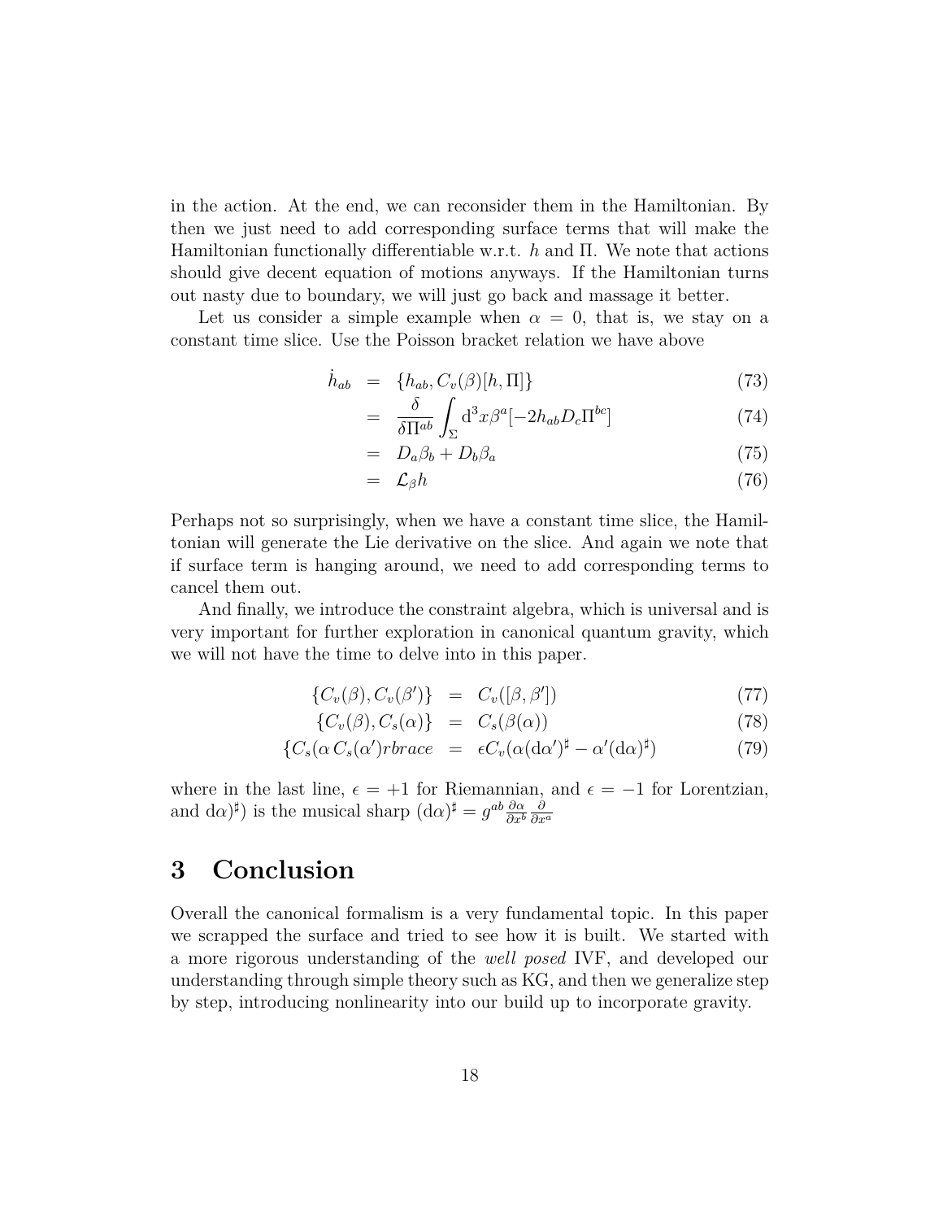in the action. At the end, we can reconsider them in the Hamiltonian. By then we just need to add corresponding surface terms that will make the Hamiltonian functionally differentiable w.r.t. $h$ and $\Pi$. We note that actions should give decent equation of motions anyways. If the Hamiltonian turns out nasty due to boundary, we will just go back and massage it better.

Let us consider a simple example when $\alpha = 0$, that is, we stay on a constant time slice. Use the Poisson bracket relation we have above

$$
\begin{aligned}
\dot{h}_{ab} &= \{h_{ab}, C_v(\beta)[h, \Pi]\} && (73)\\
&= \frac{\delta}{\delta \Pi^{ab}} \int_\Sigma \mathrm{d}^3 x \beta^a [-2 h_{ab} D_c \Pi^{bc}] && (74)\\
&= D_a \beta_b + D_b \beta_a && (75)\\
&= \mathcal{L}_\beta h && (76)
\end{aligned}
$$

Perhaps not so surprisingly, when we have a constant time slice, the Hamiltonian will generate the Lie derivative on the slice. And again we note that if surface term is hanging around, we need to add corresponding terms to cancel them out.

And finally, we introduce the constraint algebra, which is universal and is very important for further exploration in canonical quantum gravity, which we will not have the time to delve into in this paper.

$$
\begin{aligned}
\{C_v(\beta), C_v(\beta')\} &= C_v([\beta, \beta']) && (77)\\
\{C_v(\beta), C_s(\alpha)\} &= C_s(\beta(\alpha)) && (78)\\
\{C_s(\alpha\, C_s(\alpha') rbrace &= \epsilon C_v(\alpha (\mathrm{d}\alpha')^\sharp - \alpha'(\mathrm{d}\alpha)^\sharp) && (79)
\end{aligned}
$$

where in the last line, $\epsilon = +1$ for Riemannian, and $\epsilon = -1$ for Lorentzian, and $\mathrm{d}\alpha)^\sharp$) is the musical sharp $(\mathrm{d}\alpha)^\sharp = g^{ab} \frac{\partial \alpha}{\partial x^b} \frac{\partial}{\partial x^a}$

# 3 Conclusion

Overall the canonical formalism is a very fundamental topic. In this paper we scrapped the surface and tried to see how it is built. We started with a more rigorous understanding of the *well posed* IVF, and developed our understanding through simple theory such as KG, and then we generalize step by step, introducing nonlinearity into our build up to incorporate gravity.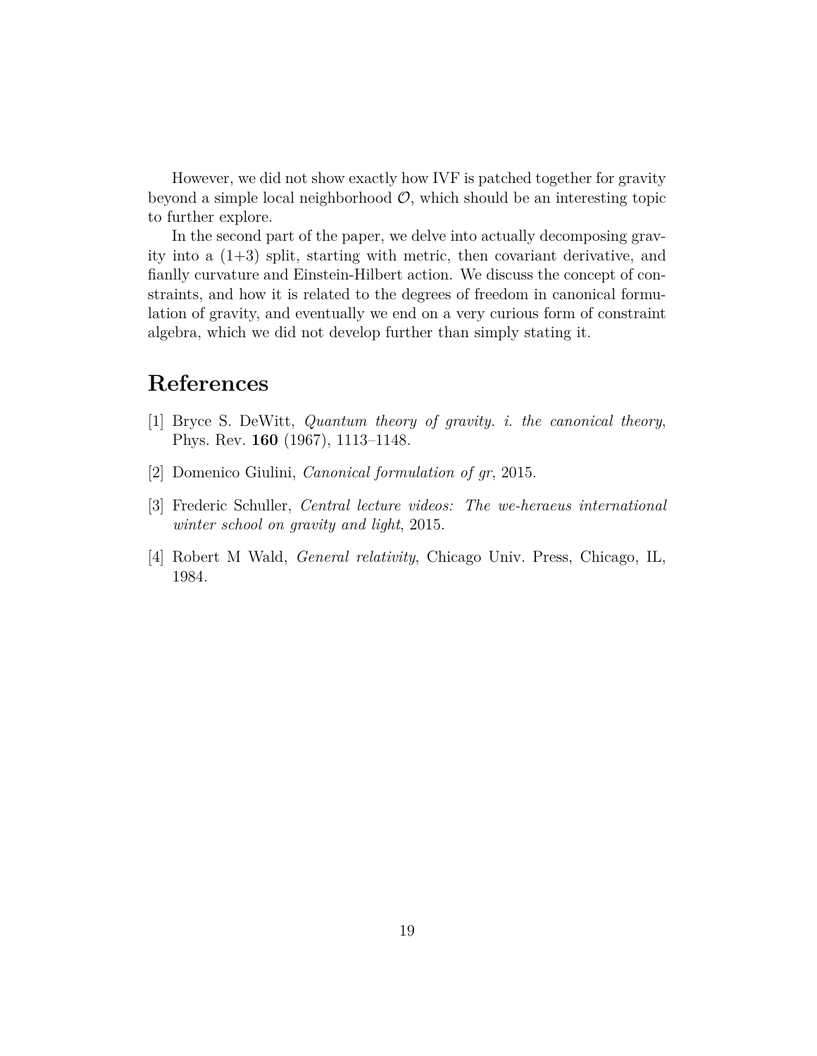However, we did not show exactly how IVF is patched together for gravity beyond a simple local neighborhood $\mathcal{O}$, which should be an interesting topic to further explore.

In the second part of the paper, we delve into actually decomposing gravity into a (1+3) split, starting with metric, then covariant derivative, and fianlly curvature and Einstein-Hilbert action. We discuss the concept of constraints, and how it is related to the degrees of freedom in canonical formulation of gravity, and eventually we end on a very curious form of constraint algebra, which we did not develop further than simply stating it.

## References

[1] Bryce S. DeWitt, *Quantum theory of gravity. i. the canonical theory*, Phys. Rev. **160** (1967), 1113–1148.

[2] Domenico Giulini, *Canonical formulation of gr*, 2015.

[3] Frederic Schuller, *Central lecture videos: The we-heraeus international winter school on gravity and light*, 2015.

[4] Robert M Wald, *General relativity*, Chicago Univ. Press, Chicago, IL, 1984.